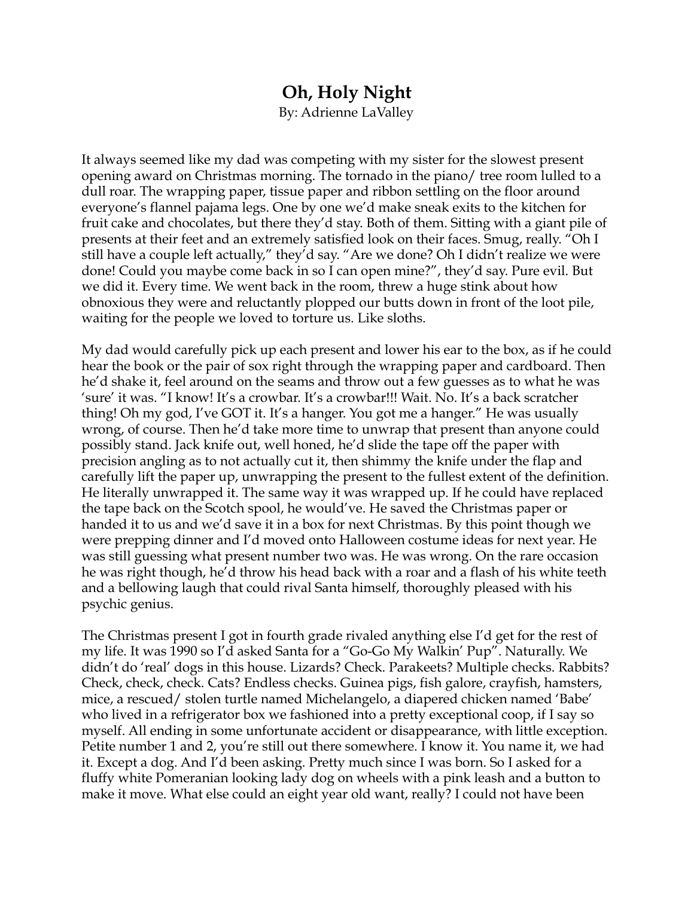# Oh, Holy Night

By: Adrienne LaValley

It always seemed like my dad was competing with my sister for the slowest present opening award on Christmas morning. The tornado in the piano/ tree room lulled to a dull roar. The wrapping paper, tissue paper and ribbon settling on the floor around everyone's flannel pajama legs. One by one we'd make sneak exits to the kitchen for fruit cake and chocolates, but there they'd stay. Both of them. Sitting with a giant pile of presents at their feet and an extremely satisfied look on their faces. Smug, really. "Oh I still have a couple left actually," they'd say. "Are we done? Oh I didn't realize we were done! Could you maybe come back in so I can open mine?", they'd say. Pure evil. But we did it. Every time. We went back in the room, threw a huge stink about how obnoxious they were and reluctantly plopped our butts down in front of the loot pile, waiting for the people we loved to torture us. Like sloths.

My dad would carefully pick up each present and lower his ear to the box, as if he could hear the book or the pair of sox right through the wrapping paper and cardboard. Then he'd shake it, feel around on the seams and throw out a few guesses as to what he was 'sure' it was. "I know! It's a crowbar. It's a crowbar!!! Wait. No. It's a back scratcher thing! Oh my god, I've GOT it. It's a hanger. You got me a hanger." He was usually wrong, of course. Then he'd take more time to unwrap that present than anyone could possibly stand. Jack knife out, well honed, he'd slide the tape off the paper with precision angling as to not actually cut it, then shimmy the knife under the flap and carefully lift the paper up, unwrapping the present to the fullest extent of the definition. He literally unwrapped it. The same way it was wrapped up. If he could have replaced the tape back on the Scotch spool, he would've. He saved the Christmas paper or handed it to us and we'd save it in a box for next Christmas. By this point though we were prepping dinner and I'd moved onto Halloween costume ideas for next year. He was still guessing what present number two was. He was wrong. On the rare occasion he was right though, he'd throw his head back with a roar and a flash of his white teeth and a bellowing laugh that could rival Santa himself, thoroughly pleased with his psychic genius.

The Christmas present I got in fourth grade rivaled anything else I'd get for the rest of my life. It was 1990 so I'd asked Santa for a "Go-Go My Walkin' Pup". Naturally. We didn't do 'real' dogs in this house. Lizards? Check. Parakeets? Multiple checks. Rabbits? Check, check, check. Cats? Endless checks. Guinea pigs, fish galore, crayfish, hamsters, mice, a rescued/ stolen turtle named Michelangelo, a diapered chicken named 'Babe' who lived in a refrigerator box we fashioned into a pretty exceptional coop, if I say so myself. All ending in some unfortunate accident or disappearance, with little exception. Petite number 1 and 2, you're still out there somewhere. I know it. You name it, we had it. Except a dog. And I'd been asking. Pretty much since I was born. So I asked for a fluffy white Pomeranian looking lady dog on wheels with a pink leash and a button to make it move. What else could an eight year old want, really? I could not have been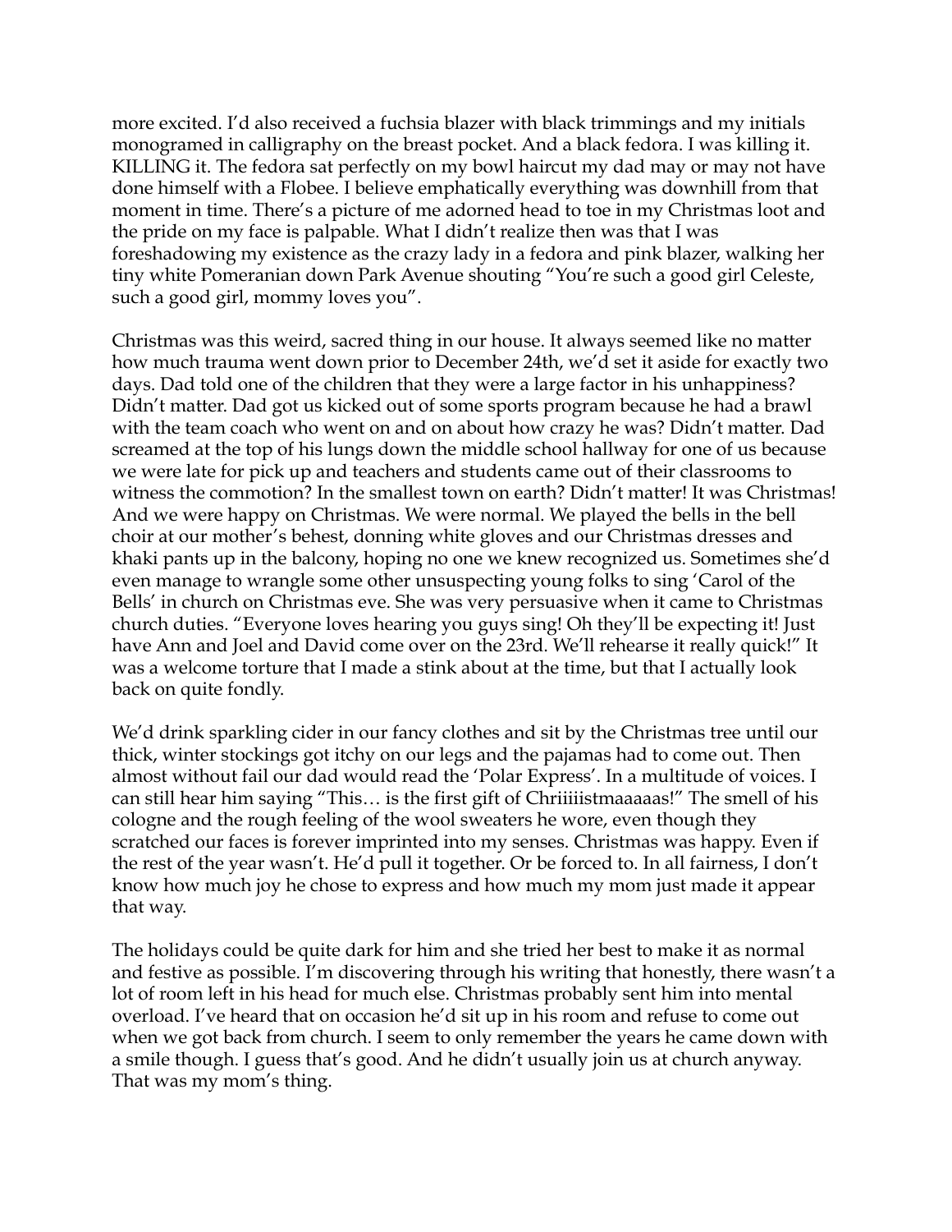more excited. I'd also received a fuchsia blazer with black trimmings and my initials monogramed in calligraphy on the breast pocket. And a black fedora. I was killing it. KILLING it. The fedora sat perfectly on my bowl haircut my dad may or may not have done himself with a Flobee. I believe emphatically everything was downhill from that moment in time. There's a picture of me adorned head to toe in my Christmas loot and the pride on my face is palpable. What I didn't realize then was that I was foreshadowing my existence as the crazy lady in a fedora and pink blazer, walking her tiny white Pomeranian down Park Avenue shouting "You're such a good girl Celeste, such a good girl, mommy loves you".

Christmas was this weird, sacred thing in our house. It always seemed like no matter how much trauma went down prior to December 24th, we'd set it aside for exactly two days. Dad told one of the children that they were a large factor in his unhappiness? Didn't matter. Dad got us kicked out of some sports program because he had a brawl with the team coach who went on and on about how crazy he was? Didn't matter. Dad screamed at the top of his lungs down the middle school hallway for one of us because we were late for pick up and teachers and students came out of their classrooms to witness the commotion? In the smallest town on earth? Didn't matter! It was Christmas! And we were happy on Christmas. We were normal. We played the bells in the bell choir at our mother's behest, donning white gloves and our Christmas dresses and khaki pants up in the balcony, hoping no one we knew recognized us. Sometimes she'd even manage to wrangle some other unsuspecting young folks to sing 'Carol of the Bells' in church on Christmas eve. She was very persuasive when it came to Christmas church duties. "Everyone loves hearing you guys sing! Oh they'll be expecting it! Just have Ann and Joel and David come over on the 23rd. We'll rehearse it really quick!" It was a welcome torture that I made a stink about at the time, but that I actually look back on quite fondly.

We'd drink sparkling cider in our fancy clothes and sit by the Christmas tree until our thick, winter stockings got itchy on our legs and the pajamas had to come out. Then almost without fail our dad would read the 'Polar Express'. In a multitude of voices. I can still hear him saying "This… is the first gift of Chriiiiistmaaaaas!" The smell of his cologne and the rough feeling of the wool sweaters he wore, even though they scratched our faces is forever imprinted into my senses. Christmas was happy. Even if the rest of the year wasn't. He'd pull it together. Or be forced to. In all fairness, I don't know how much joy he chose to express and how much my mom just made it appear that way.

The holidays could be quite dark for him and she tried her best to make it as normal and festive as possible. I'm discovering through his writing that honestly, there wasn't a lot of room left in his head for much else. Christmas probably sent him into mental overload. I've heard that on occasion he'd sit up in his room and refuse to come out when we got back from church. I seem to only remember the years he came down with a smile though. I guess that's good. And he didn't usually join us at church anyway. That was my mom's thing.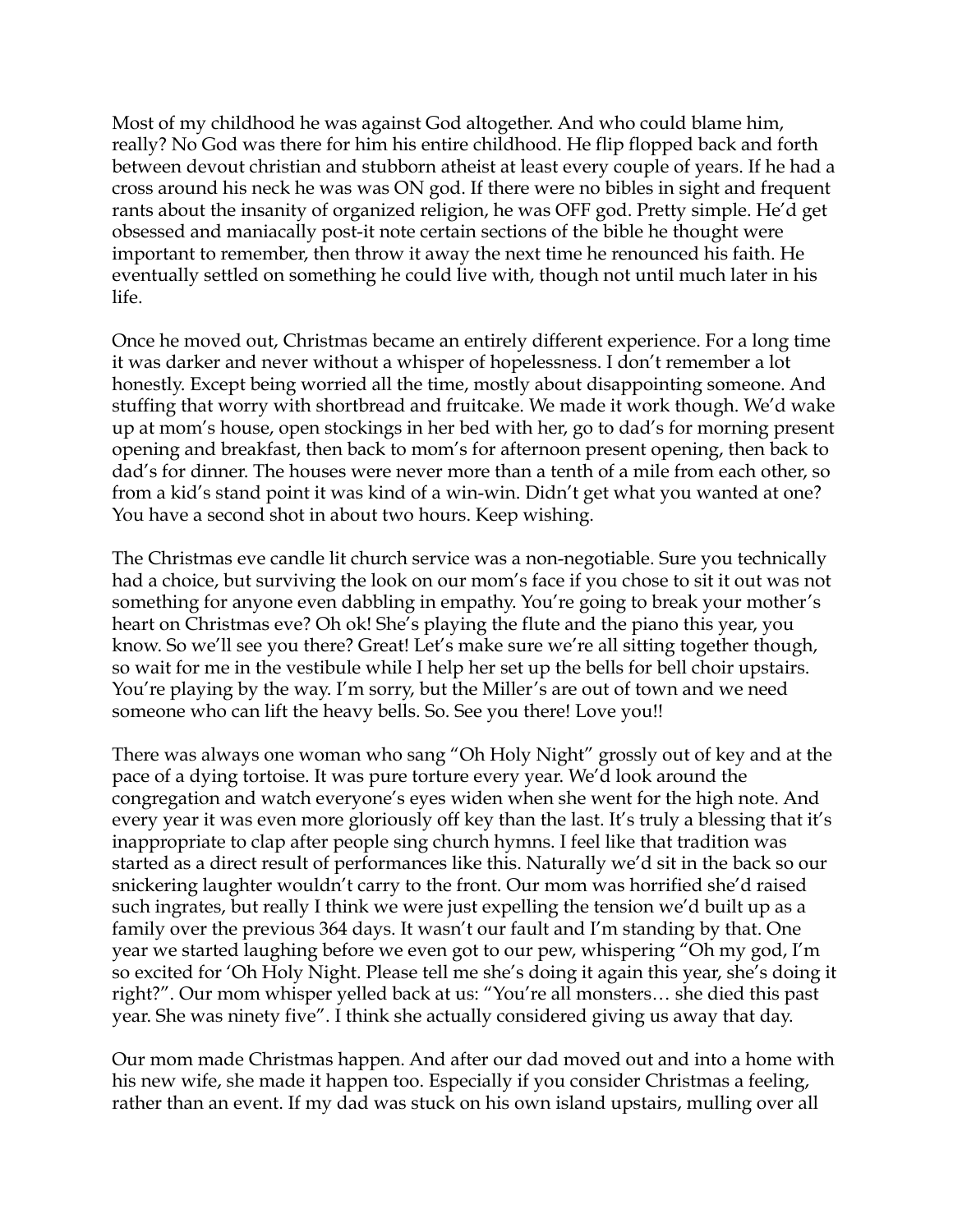Most of my childhood he was against God altogether. And who could blame him, really? No God was there for him his entire childhood. He flip flopped back and forth between devout christian and stubborn atheist at least every couple of years. If he had a cross around his neck he was was ON god. If there were no bibles in sight and frequent rants about the insanity of organized religion, he was OFF god. Pretty simple. He'd get obsessed and maniacally post-it note certain sections of the bible he thought were important to remember, then throw it away the next time he renounced his faith. He eventually settled on something he could live with, though not until much later in his life.

Once he moved out, Christmas became an entirely different experience. For a long time it was darker and never without a whisper of hopelessness. I don't remember a lot honestly. Except being worried all the time, mostly about disappointing someone. And stuffing that worry with shortbread and fruitcake. We made it work though. We'd wake up at mom's house, open stockings in her bed with her, go to dad's for morning present opening and breakfast, then back to mom's for afternoon present opening, then back to dad's for dinner. The houses were never more than a tenth of a mile from each other, so from a kid's stand point it was kind of a win-win. Didn't get what you wanted at one? You have a second shot in about two hours. Keep wishing.

The Christmas eve candle lit church service was a non-negotiable. Sure you technically had a choice, but surviving the look on our mom's face if you chose to sit it out was not something for anyone even dabbling in empathy. You're going to break your mother's heart on Christmas eve? Oh ok! She's playing the flute and the piano this year, you know. So we'll see you there? Great! Let's make sure we're all sitting together though, so wait for me in the vestibule while I help her set up the bells for bell choir upstairs. You're playing by the way. I'm sorry, but the Miller's are out of town and we need someone who can lift the heavy bells. So. See you there! Love you!!

There was always one woman who sang "Oh Holy Night" grossly out of key and at the pace of a dying tortoise. It was pure torture every year. We'd look around the congregation and watch everyone's eyes widen when she went for the high note. And every year it was even more gloriously off key than the last. It's truly a blessing that it's inappropriate to clap after people sing church hymns. I feel like that tradition was started as a direct result of performances like this. Naturally we'd sit in the back so our snickering laughter wouldn't carry to the front. Our mom was horrified she'd raised such ingrates, but really I think we were just expelling the tension we'd built up as a family over the previous 364 days. It wasn't our fault and I'm standing by that. One year we started laughing before we even got to our pew, whispering "Oh my god, I'm so excited for 'Oh Holy Night. Please tell me she's doing it again this year, she's doing it right?". Our mom whisper yelled back at us: "You're all monsters… she died this past year. She was ninety five". I think she actually considered giving us away that day.

Our mom made Christmas happen. And after our dad moved out and into a home with his new wife, she made it happen too. Especially if you consider Christmas a feeling, rather than an event. If my dad was stuck on his own island upstairs, mulling over all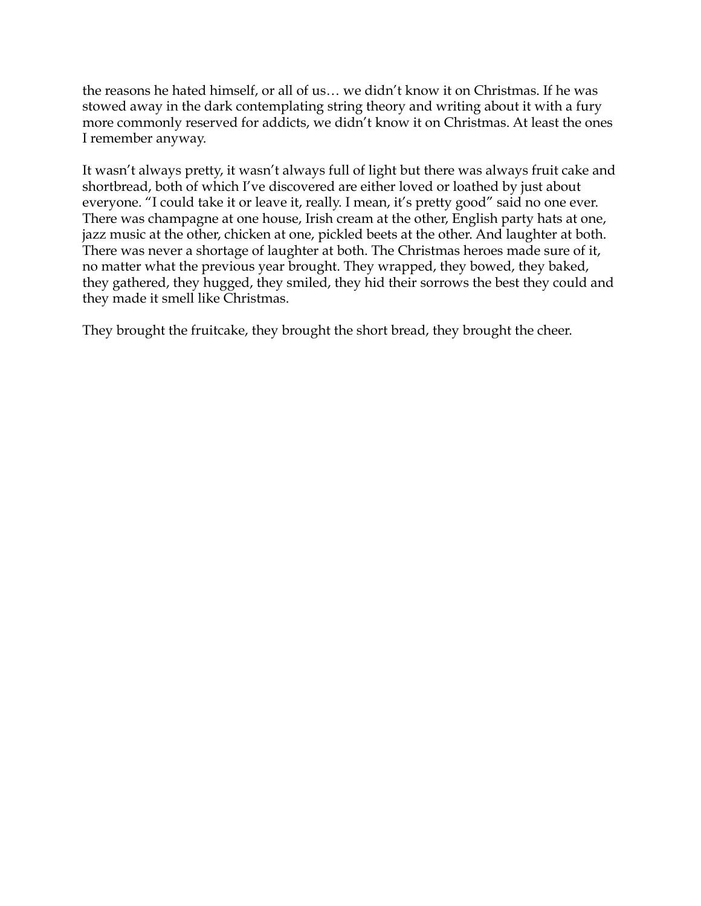the reasons he hated himself, or all of us… we didn't know it on Christmas. If he was stowed away in the dark contemplating string theory and writing about it with a fury more commonly reserved for addicts, we didn't know it on Christmas. At least the ones I remember anyway.

It wasn't always pretty, it wasn't always full of light but there was always fruit cake and shortbread, both of which I've discovered are either loved or loathed by just about everyone. "I could take it or leave it, really. I mean, it's pretty good" said no one ever. There was champagne at one house, Irish cream at the other, English party hats at one, jazz music at the other, chicken at one, pickled beets at the other. And laughter at both. There was never a shortage of laughter at both. The Christmas heroes made sure of it, no matter what the previous year brought. They wrapped, they bowed, they baked, they gathered, they hugged, they smiled, they hid their sorrows the best they could and they made it smell like Christmas.

They brought the fruitcake, they brought the short bread, they brought the cheer.